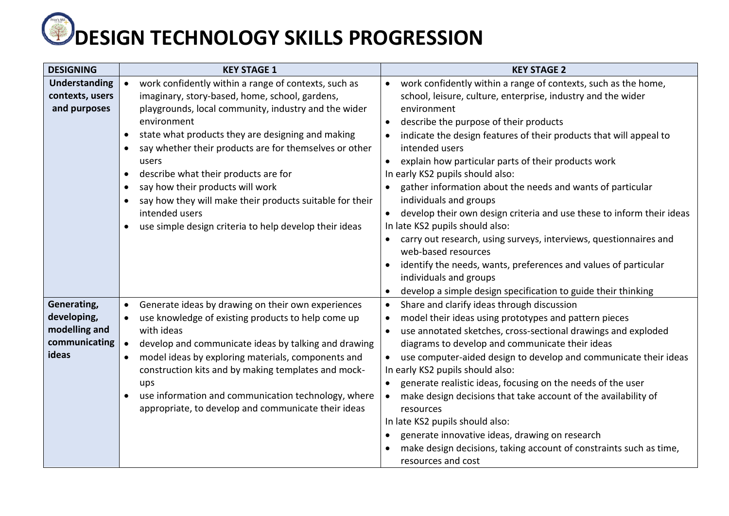# DESIGN TECHNOLOGY SKILLS PROGRESSION

| DESIGNING | KEY STAGE 1 | KEY STAGE 2 |
|---|---|---|
| **Understanding contexts, users and purposes** | • work confidently within a range of contexts, such as imaginary, story-based, home, school, gardens, playgrounds, local community, industry and the wider environment<br>• state what products they are designing and making<br>• say whether their products are for themselves or other users<br>• describe what their products are for<br>• say how their products will work<br>• say how they will make their products suitable for their intended users<br>• use simple design criteria to help develop their ideas | • work confidently within a range of contexts, such as the home, school, leisure, culture, enterprise, industry and the wider environment<br>• describe the purpose of their products<br>• indicate the design features of their products that will appeal to intended users<br>• explain how particular parts of their products work<br>In early KS2 pupils should also:<br>• gather information about the needs and wants of particular individuals and groups<br>• develop their own design criteria and use these to inform their ideas<br>In late KS2 pupils should also:<br>• carry out research, using surveys, interviews, questionnaires and web-based resources<br>• identify the needs, wants, preferences and values of particular individuals and groups<br>• develop a simple design specification to guide their thinking |
| **Generating, developing, modelling and communicating ideas** | • Generate ideas by drawing on their own experiences<br>• use knowledge of existing products to help come up with ideas<br>• develop and communicate ideas by talking and drawing<br>• model ideas by exploring materials, components and construction kits and by making templates and mock-ups<br>• use information and communication technology, where appropriate, to develop and communicate their ideas | • Share and clarify ideas through discussion<br>• model their ideas using prototypes and pattern pieces<br>• use annotated sketches, cross-sectional drawings and exploded diagrams to develop and communicate their ideas<br>• use computer-aided design to develop and communicate their ideas<br>In early KS2 pupils should also:<br>• generate realistic ideas, focusing on the needs of the user<br>• make design decisions that take account of the availability of resources<br>In late KS2 pupils should also:<br>• generate innovative ideas, drawing on research<br>• make design decisions, taking account of constraints such as time, resources and cost |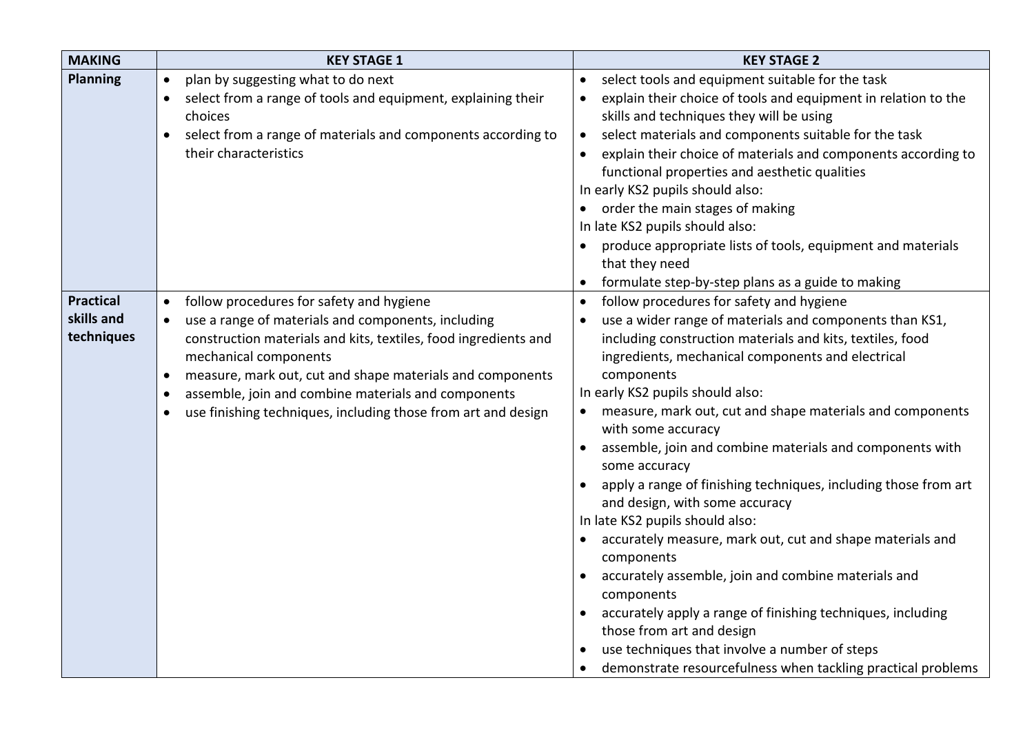| MAKING | KEY STAGE 1 | KEY STAGE 2 |
|---|---|---|
| **Planning** | • plan by suggesting what to do next<br>• select from a range of tools and equipment, explaining their choices<br>• select from a range of materials and components according to their characteristics | • select tools and equipment suitable for the task<br>• explain their choice of tools and equipment in relation to the skills and techniques they will be using<br>• select materials and components suitable for the task<br>• explain their choice of materials and components according to functional properties and aesthetic qualities<br>In early KS2 pupils should also:<br>• order the main stages of making<br>In late KS2 pupils should also:<br>• produce appropriate lists of tools, equipment and materials that they need<br>• formulate step-by-step plans as a guide to making |
| **Practical skills and techniques** | • follow procedures for safety and hygiene<br>• use a range of materials and components, including construction materials and kits, textiles, food ingredients and mechanical components<br>• measure, mark out, cut and shape materials and components<br>• assemble, join and combine materials and components<br>• use finishing techniques, including those from art and design | • follow procedures for safety and hygiene<br>• use a wider range of materials and components than KS1, including construction materials and kits, textiles, food ingredients, mechanical components and electrical components<br>In early KS2 pupils should also:<br>• measure, mark out, cut and shape materials and components with some accuracy<br>• assemble, join and combine materials and components with some accuracy<br>• apply a range of finishing techniques, including those from art and design, with some accuracy<br>In late KS2 pupils should also:<br>• accurately measure, mark out, cut and shape materials and components<br>• accurately assemble, join and combine materials and components<br>• accurately apply a range of finishing techniques, including those from art and design<br>• use techniques that involve a number of steps<br>• demonstrate resourcefulness when tackling practical problems |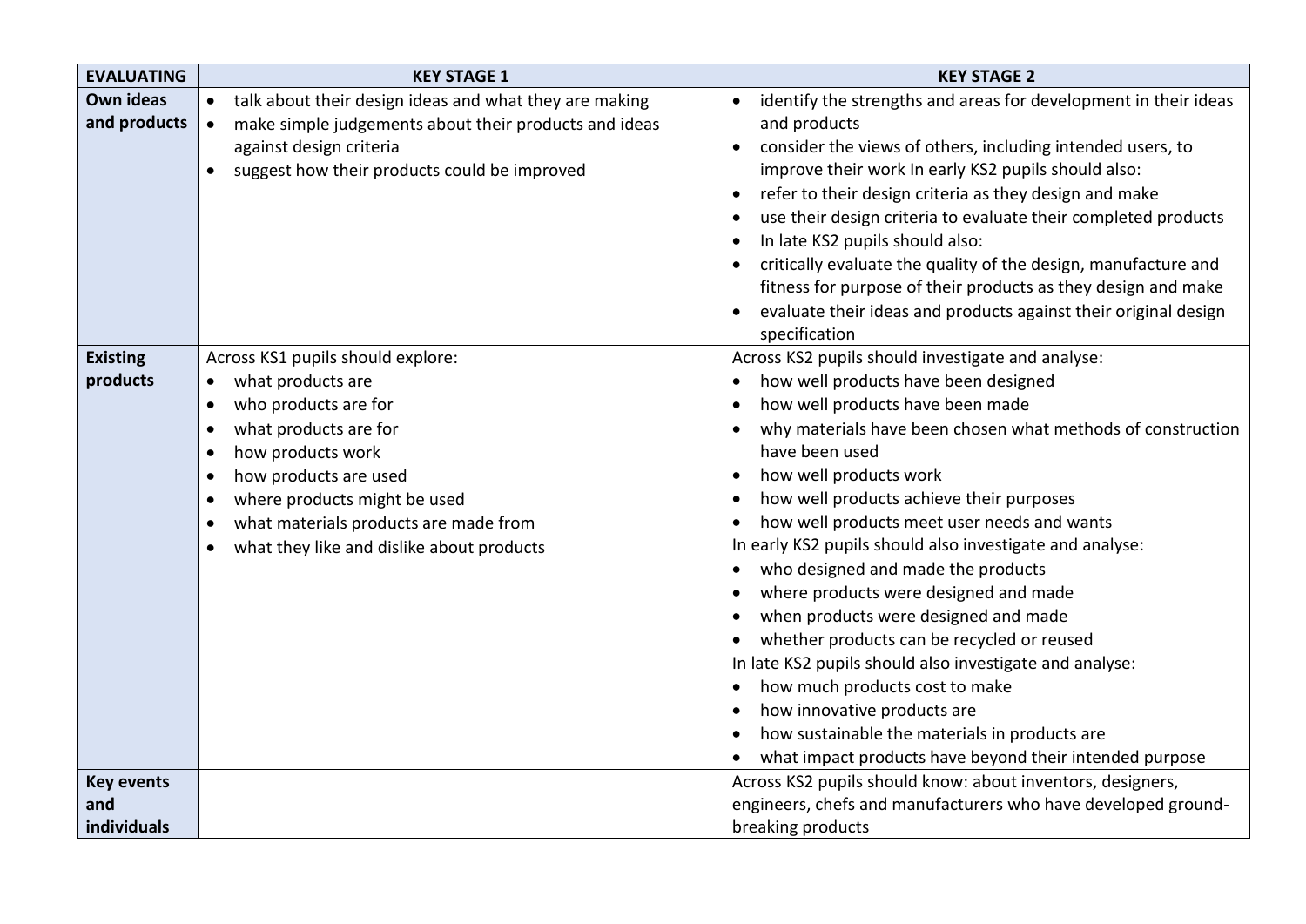| EVALUATING | KEY STAGE 1 | KEY STAGE 2 |
|---|---|---|
| **Own ideas and products** | • talk about their design ideas and what they are making<br>• make simple judgements about their products and ideas against design criteria<br>• suggest how their products could be improved | • identify the strengths and areas for development in their ideas and products<br>• consider the views of others, including intended users, to improve their work In early KS2 pupils should also:<br>• refer to their design criteria as they design and make<br>• use their design criteria to evaluate their completed products<br>• In late KS2 pupils should also:<br>• critically evaluate the quality of the design, manufacture and fitness for purpose of their products as they design and make<br>• evaluate their ideas and products against their original design specification |
| **Existing products** | Across KS1 pupils should explore:<br>• what products are<br>• who products are for<br>• what products are for<br>• how products work<br>• how products are used<br>• where products might be used<br>• what materials products are made from<br>• what they like and dislike about products | Across KS2 pupils should investigate and analyse:<br>• how well products have been designed<br>• how well products have been made<br>• why materials have been chosen what methods of construction have been used<br>• how well products work<br>• how well products achieve their purposes<br>• how well products meet user needs and wants<br>In early KS2 pupils should also investigate and analyse:<br>• who designed and made the products<br>• where products were designed and made<br>• when products were designed and made<br>• whether products can be recycled or reused<br>In late KS2 pupils should also investigate and analyse:<br>• how much products cost to make<br>• how innovative products are<br>• how sustainable the materials in products are<br>• what impact products have beyond their intended purpose |
| **Key events and individuals** | | Across KS2 pupils should know: about inventors, designers, engineers, chefs and manufacturers who have developed ground-breaking products |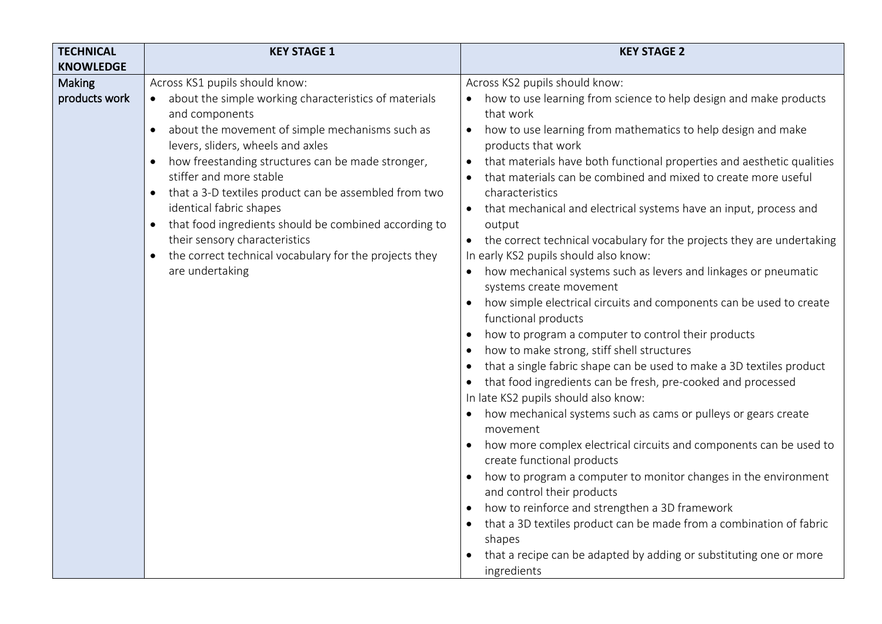| TECHNICAL KNOWLEDGE | KEY STAGE 1 | KEY STAGE 2 |
|---|---|---|
| Making products work | Across KS1 pupils should know:<br>• about the simple working characteristics of materials and components<br>• about the movement of simple mechanisms such as levers, sliders, wheels and axles<br>• how freestanding structures can be made stronger, stiffer and more stable<br>• that a 3-D textiles product can be assembled from two identical fabric shapes<br>• that food ingredients should be combined according to their sensory characteristics<br>• the correct technical vocabulary for the projects they are undertaking | Across KS2 pupils should know:<br>• how to use learning from science to help design and make products that work<br>• how to use learning from mathematics to help design and make products that work<br>• that materials have both functional properties and aesthetic qualities<br>• that materials can be combined and mixed to create more useful characteristics<br>• that mechanical and electrical systems have an input, process and output<br>• the correct technical vocabulary for the projects they are undertaking<br>In early KS2 pupils should also know:<br>• how mechanical systems such as levers and linkages or pneumatic systems create movement<br>• how simple electrical circuits and components can be used to create functional products<br>• how to program a computer to control their products<br>• how to make strong, stiff shell structures<br>• that a single fabric shape can be used to make a 3D textiles product<br>• that food ingredients can be fresh, pre-cooked and processed<br>In late KS2 pupils should also know:<br>• how mechanical systems such as cams or pulleys or gears create movement<br>• how more complex electrical circuits and components can be used to create functional products<br>• how to program a computer to monitor changes in the environment and control their products<br>• how to reinforce and strengthen a 3D framework<br>• that a 3D textiles product can be made from a combination of fabric shapes<br>• that a recipe can be adapted by adding or substituting one or more ingredients |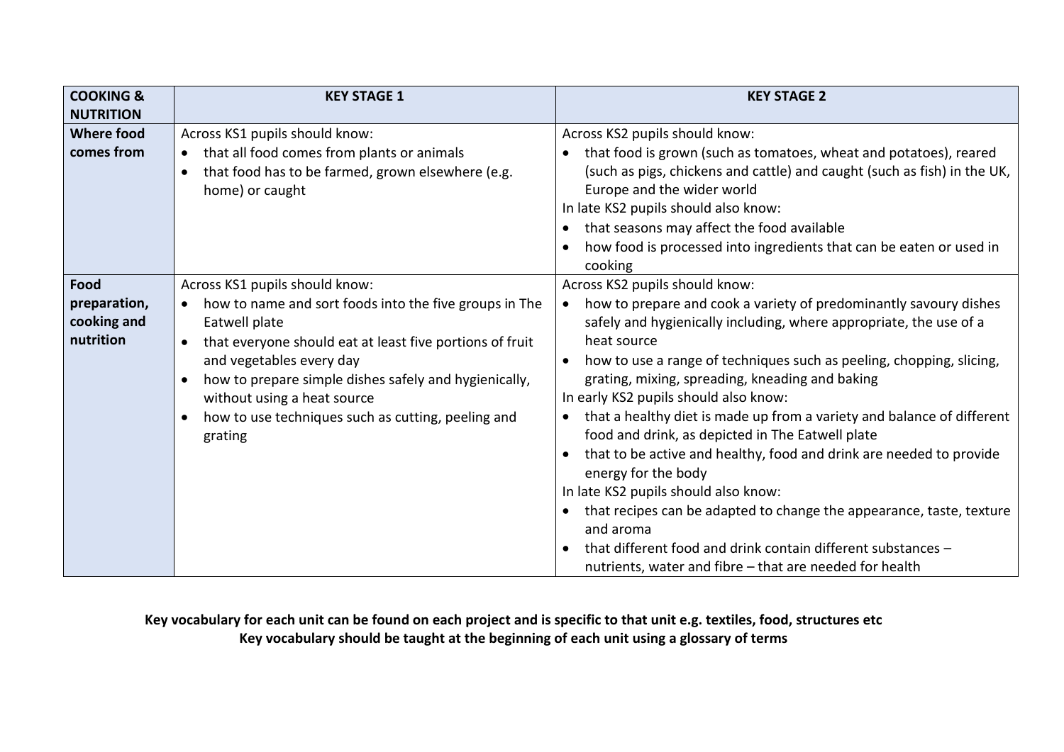| COOKING & NUTRITION | KEY STAGE 1 | KEY STAGE 2 |
|---|---|---|
| **Where food comes from** | Across KS1 pupils should know:<br>• that all food comes from plants or animals<br>• that food has to be farmed, grown elsewhere (e.g. home) or caught | Across KS2 pupils should know:<br>• that food is grown (such as tomatoes, wheat and potatoes), reared (such as pigs, chickens and cattle) and caught (such as fish) in the UK, Europe and the wider world<br>In late KS2 pupils should also know:<br>• that seasons may affect the food available<br>• how food is processed into ingredients that can be eaten or used in cooking |
| **Food preparation, cooking and nutrition** | Across KS1 pupils should know:<br>• how to name and sort foods into the five groups in The Eatwell plate<br>• that everyone should eat at least five portions of fruit and vegetables every day<br>• how to prepare simple dishes safely and hygienically, without using a heat source<br>• how to use techniques such as cutting, peeling and grating | Across KS2 pupils should know:<br>• how to prepare and cook a variety of predominantly savoury dishes safely and hygienically including, where appropriate, the use of a heat source<br>• how to use a range of techniques such as peeling, chopping, slicing, grating, mixing, spreading, kneading and baking<br>In early KS2 pupils should also know:<br>• that a healthy diet is made up from a variety and balance of different food and drink, as depicted in The Eatwell plate<br>• that to be active and healthy, food and drink are needed to provide energy for the body<br>In late KS2 pupils should also know:<br>• that recipes can be adapted to change the appearance, taste, texture and aroma<br>• that different food and drink contain different substances – nutrients, water and fibre – that are needed for health |

**Key vocabulary for each unit can be found on each project and is specific to that unit e.g. textiles, food, structures etc**

**Key vocabulary should be taught at the beginning of each unit using a glossary of terms**